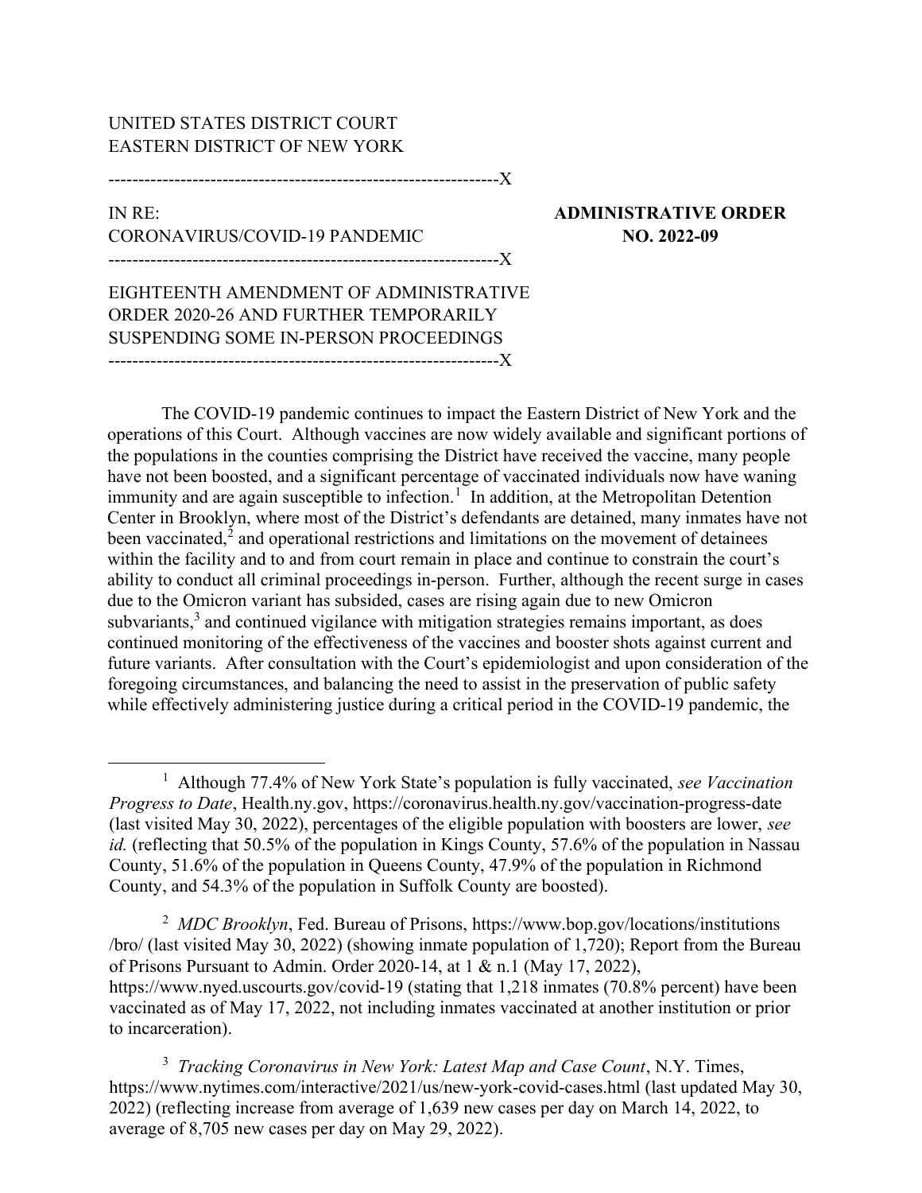UNITED STATES DISTRICT COURT
EASTERN DISTRICT OF NEW YORK

-----------------------------------------------------------------X

IN RE:
CORONAVIRUS/COVID-19 PANDEMIC

**ADMINISTRATIVE ORDER NO. 2022-09**

-----------------------------------------------------------------X

EIGHTEENTH AMENDMENT OF ADMINISTRATIVE ORDER 2020-26 AND FURTHER TEMPORARILY SUSPENDING SOME IN-PERSON PROCEEDINGS

-----------------------------------------------------------------X

The COVID-19 pandemic continues to impact the Eastern District of New York and the operations of this Court. Although vaccines are now widely available and significant portions of the populations in the counties comprising the District have received the vaccine, many people have not been boosted, and a significant percentage of vaccinated individuals now have waning immunity and are again susceptible to infection.[1] In addition, at the Metropolitan Detention Center in Brooklyn, where most of the District's defendants are detained, many inmates have not been vaccinated,[2] and operational restrictions and limitations on the movement of detainees within the facility and to and from court remain in place and continue to constrain the court's ability to conduct all criminal proceedings in-person. Further, although the recent surge in cases due to the Omicron variant has subsided, cases are rising again due to new Omicron subvariants,[3] and continued vigilance with mitigation strategies remains important, as does continued monitoring of the effectiveness of the vaccines and booster shots against current and future variants. After consultation with the Court's epidemiologist and upon consideration of the foregoing circumstances, and balancing the need to assist in the preservation of public safety while effectively administering justice during a critical period in the COVID-19 pandemic, the

---

[1] Although 77.4% of New York State's population is fully vaccinated, *see Vaccination Progress to Date*, Health.ny.gov, https://coronavirus.health.ny.gov/vaccination-progress-date (last visited May 30, 2022), percentages of the eligible population with boosters are lower, *see id.* (reflecting that 50.5% of the population in Kings County, 57.6% of the population in Nassau County, 51.6% of the population in Queens County, 47.9% of the population in Richmond County, and 54.3% of the population in Suffolk County are boosted).

[2] *MDC Brooklyn*, Fed. Bureau of Prisons, https://www.bop.gov/locations/institutions/bro/ (last visited May 30, 2022) (showing inmate population of 1,720); Report from the Bureau of Prisons Pursuant to Admin. Order 2020-14, at 1 & n.1 (May 17, 2022), https://www.nyed.uscourts.gov/covid-19 (stating that 1,218 inmates (70.8% percent) have been vaccinated as of May 17, 2022, not including inmates vaccinated at another institution or prior to incarceration).

[3] *Tracking Coronavirus in New York: Latest Map and Case Count*, N.Y. Times, https://www.nytimes.com/interactive/2021/us/new-york-covid-cases.html (last updated May 30, 2022) (reflecting increase from average of 1,639 new cases per day on March 14, 2022, to average of 8,705 new cases per day on May 29, 2022).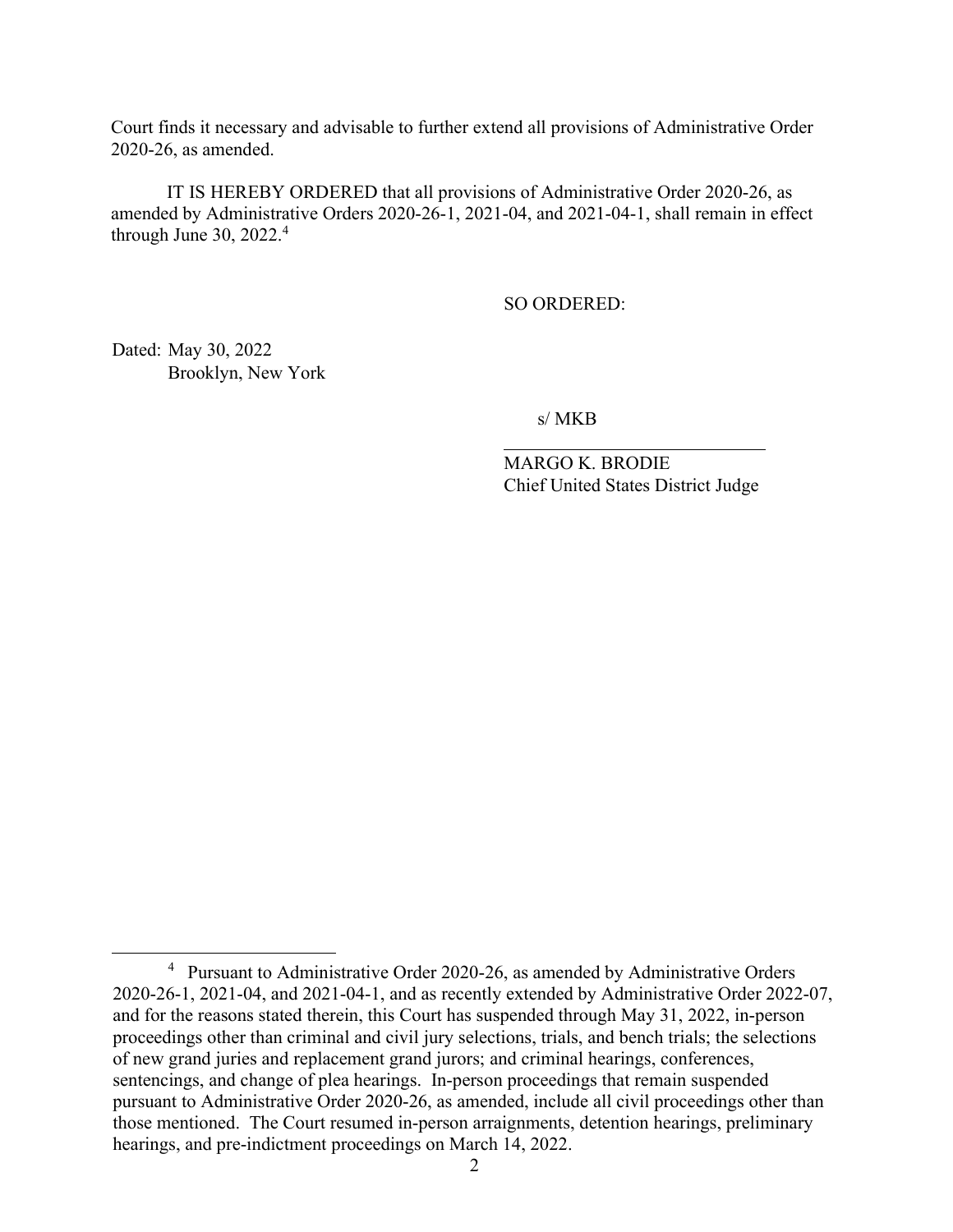Court finds it necessary and advisable to further extend all provisions of Administrative Order 2020-26, as amended.

IT IS HEREBY ORDERED that all provisions of Administrative Order 2020-26, as amended by Administrative Orders 2020-26-1, 2021-04, and 2021-04-1, shall remain in effect through June 30, 2022.[4]

SO ORDERED:

Dated: May 30, 2022
Brooklyn, New York

s/ MKB

MARGO K. BRODIE
Chief United States District Judge

---

[4] Pursuant to Administrative Order 2020-26, as amended by Administrative Orders 2020-26-1, 2021-04, and 2021-04-1, and as recently extended by Administrative Order 2022-07, and for the reasons stated therein, this Court has suspended through May 31, 2022, in-person proceedings other than criminal and civil jury selections, trials, and bench trials; the selections of new grand juries and replacement grand jurors; and criminal hearings, conferences, sentencings, and change of plea hearings. In-person proceedings that remain suspended pursuant to Administrative Order 2020-26, as amended, include all civil proceedings other than those mentioned. The Court resumed in-person arraignments, detention hearings, preliminary hearings, and pre-indictment proceedings on March 14, 2022.